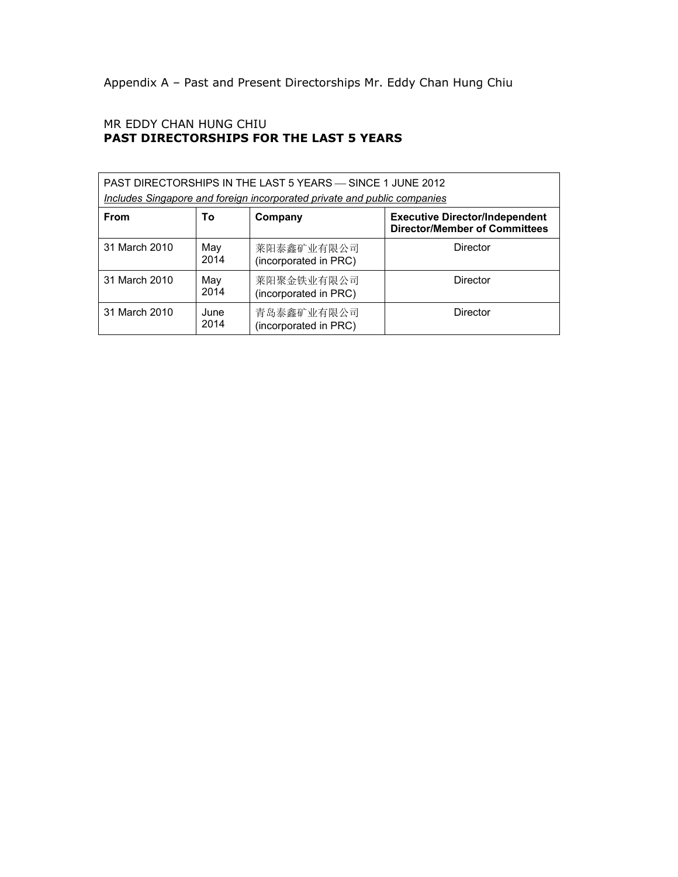Appendix A – Past and Present Directorships Mr. Eddy Chan Hung Chiu

MR EDDY CHAN HUNG CHIU
**PAST DIRECTORSHIPS FOR THE LAST 5 YEARS**

| PAST DIRECTORSHIPS IN THE LAST 5 YEARS — SINCE 1 JUNE 2012<br>*Includes Singapore and foreign incorporated private and public companies* | | | |
|---|---|---|---|
| **From** | **To** | **Company** | **Executive Director/Independent Director/Member of Committees** |
| 31 March 2010 | May 2014 | 莱阳泰鑫矿业有限公司 (incorporated in PRC) | Director |
| 31 March 2010 | May 2014 | 莱阳聚金铁业有限公司 (incorporated in PRC) | Director |
| 31 March 2010 | June 2014 | 青岛泰鑫矿业有限公司 (incorporated in PRC) | Director |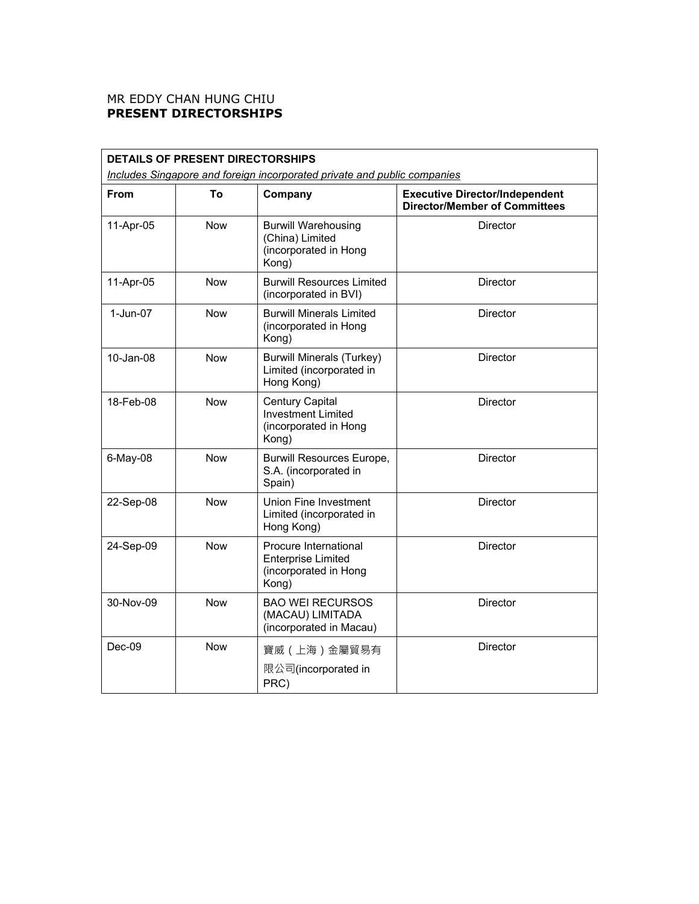MR EDDY CHAN HUNG CHIU
**PRESENT DIRECTORSHIPS**

| **DETAILS OF PRESENT DIRECTORSHIPS** *Includes Singapore and foreign incorporated private and public companies* | | | |
|---|---|---|---|
| **From** | **To** | **Company** | **Executive Director/Independent Director/Member of Committees** |
| 11-Apr-05 | Now | Burwill Warehousing (China) Limited (incorporated in Hong Kong) | Director |
| 11-Apr-05 | Now | Burwill Resources Limited (incorporated in BVI) | Director |
| 1-Jun-07 | Now | Burwill Minerals Limited (incorporated in Hong Kong) | Director |
| 10-Jan-08 | Now | Burwill Minerals (Turkey) Limited (incorporated in Hong Kong) | Director |
| 18-Feb-08 | Now | Century Capital Investment Limited (incorporated in Hong Kong) | Director |
| 6-May-08 | Now | Burwill Resources Europe, S.A. (incorporated in Spain) | Director |
| 22-Sep-08 | Now | Union Fine Investment Limited (incorporated in Hong Kong) | Director |
| 24-Sep-09 | Now | Procure International Enterprise Limited (incorporated in Hong Kong) | Director |
| 30-Nov-09 | Now | BAO WEI RECURSOS (MACAU) LIMITADA (incorporated in Macau) | Director |
| Dec-09 | Now | 寶威（上海）金屬貿易有限公司(incorporated in PRC) | Director |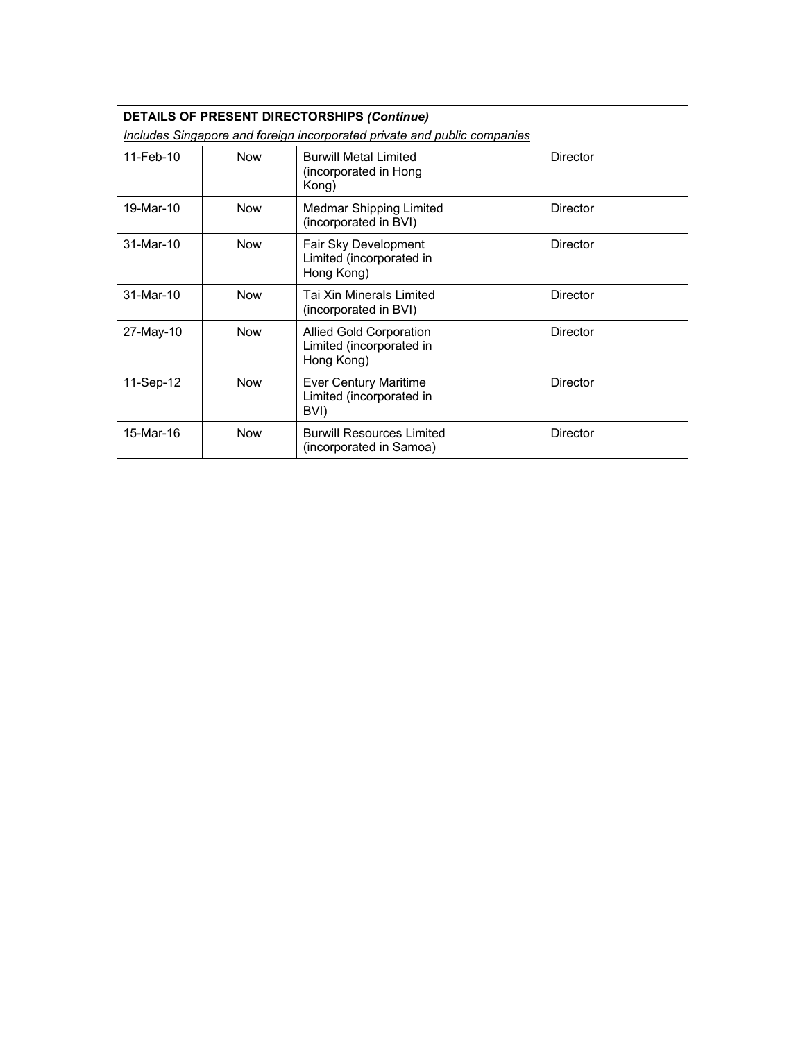**DETAILS OF PRESENT DIRECTORSHIPS *(Continue)***

*Includes Singapore and foreign incorporated private and public companies*

| | | | |
|---|---|---|---|
| 11-Feb-10 | Now | Burwill Metal Limited (incorporated in Hong Kong) | Director |
| 19-Mar-10 | Now | Medmar Shipping Limited (incorporated in BVI) | Director |
| 31-Mar-10 | Now | Fair Sky Development Limited (incorporated in Hong Kong) | Director |
| 31-Mar-10 | Now | Tai Xin Minerals Limited (incorporated in BVI) | Director |
| 27-May-10 | Now | Allied Gold Corporation Limited (incorporated in Hong Kong) | Director |
| 11-Sep-12 | Now | Ever Century Maritime Limited (incorporated in BVI) | Director |
| 15-Mar-16 | Now | Burwill Resources Limited (incorporated in Samoa) | Director |